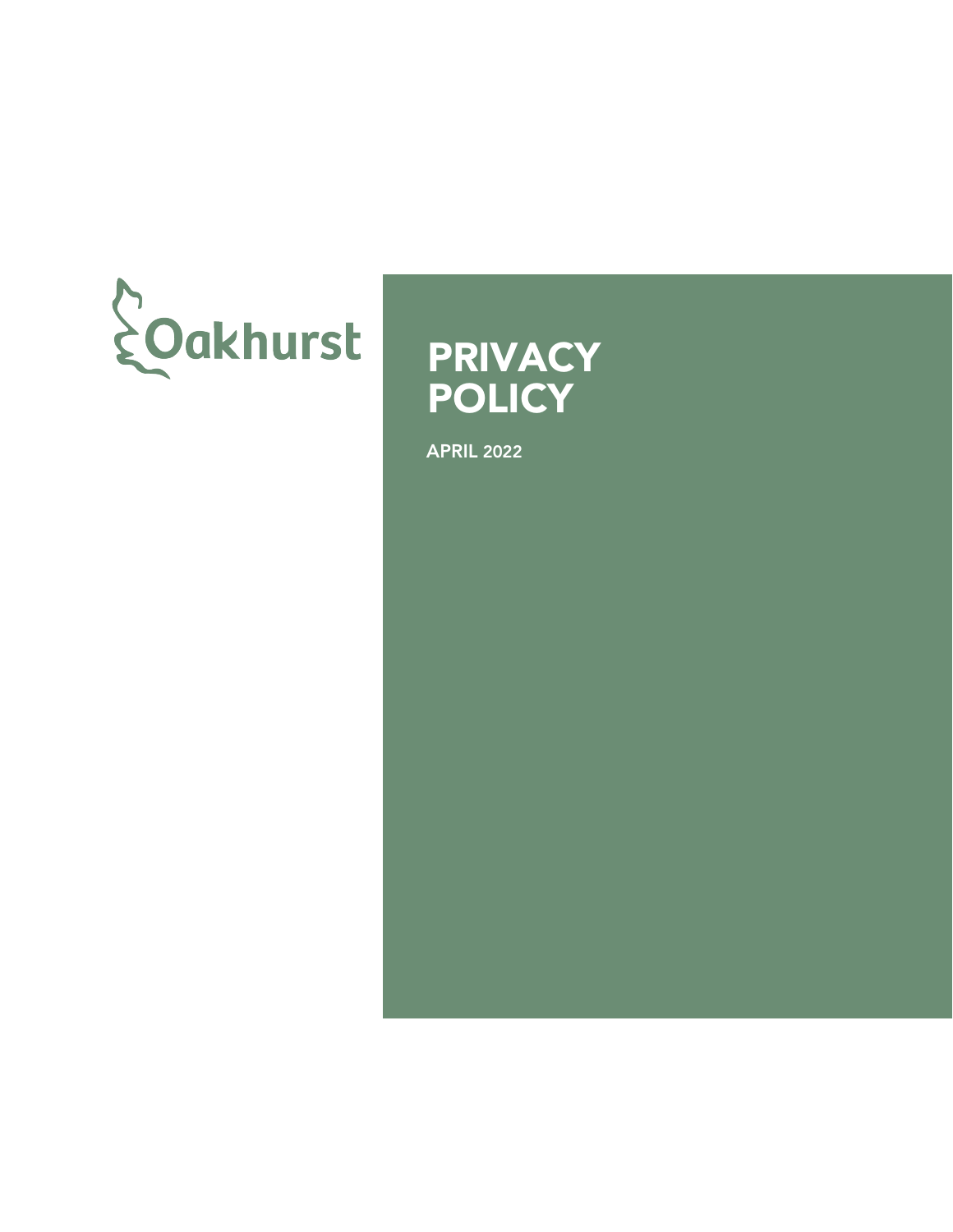Oakhurst

# PRIVACY POLICY

**APRIL 2022**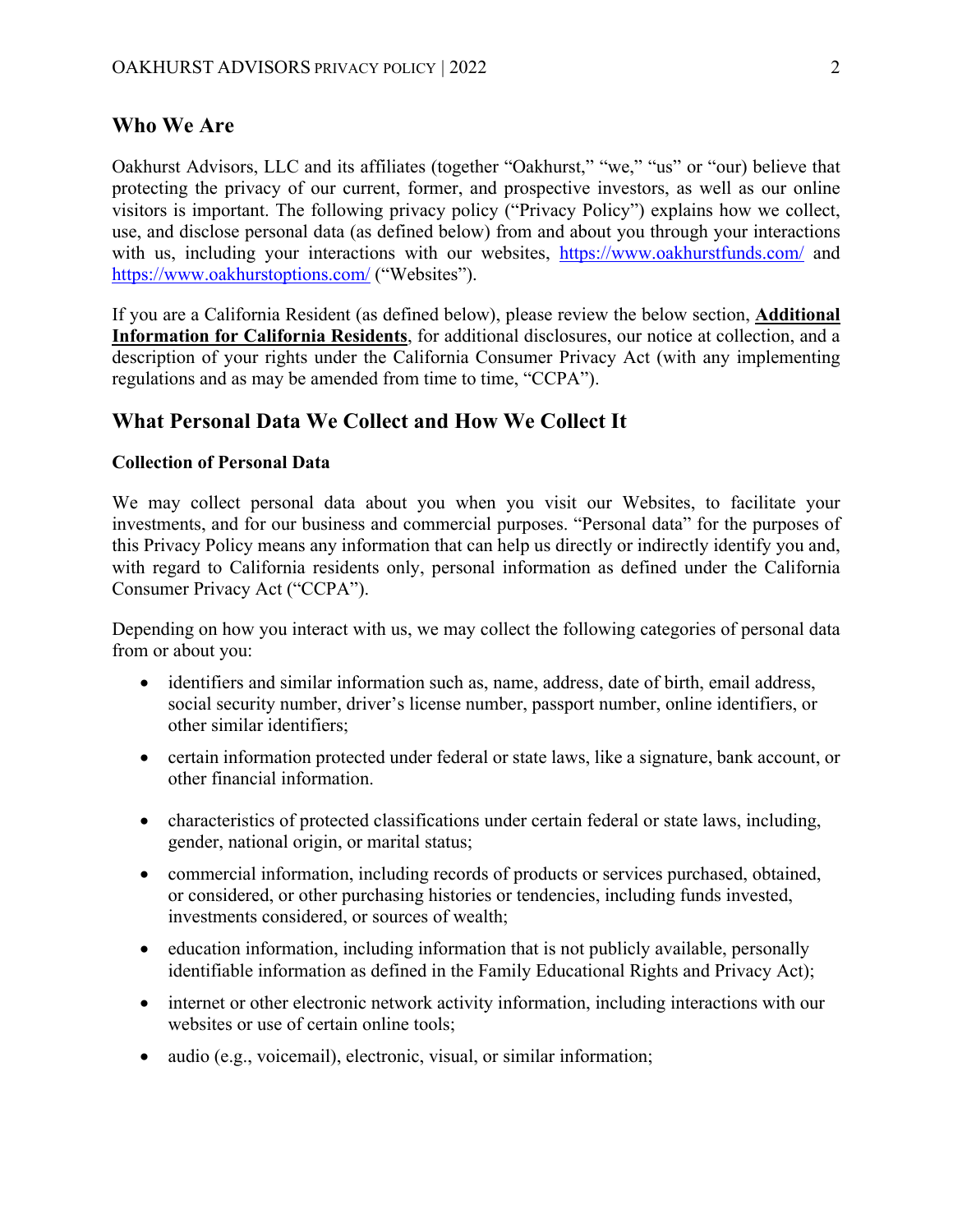## Who We Are

Oakhurst Advisors, LLC and its affiliates (together "Oakhurst," "we," "us" or "our) believe that protecting the privacy of our current, former, and prospective investors, as well as our online visitors is important. The following privacy policy ("Privacy Policy") explains how we collect, use, and disclose personal data (as defined below) from and about you through your interactions with us, including your interactions with our websites, https://www.oakhurstfunds.com/ and https://www.oakhurstoptions.com/ ("Websites").

If you are a California Resident (as defined below), please review the below section, **Additional Information for California Residents**, for additional disclosures, our notice at collection, and a description of your rights under the California Consumer Privacy Act (with any implementing regulations and as may be amended from time to time, "CCPA").

## What Personal Data We Collect and How We Collect It

### Collection of Personal Data

We may collect personal data about you when you visit our Websites, to facilitate your investments, and for our business and commercial purposes. "Personal data" for the purposes of this Privacy Policy means any information that can help us directly or indirectly identify you and, with regard to California residents only, personal information as defined under the California Consumer Privacy Act ("CCPA").

Depending on how you interact with us, we may collect the following categories of personal data from or about you:

- identifiers and similar information such as, name, address, date of birth, email address, social security number, driver's license number, passport number, online identifiers, or other similar identifiers;
- certain information protected under federal or state laws, like a signature, bank account, or other financial information.
- characteristics of protected classifications under certain federal or state laws, including, gender, national origin, or marital status;
- commercial information, including records of products or services purchased, obtained, or considered, or other purchasing histories or tendencies, including funds invested, investments considered, or sources of wealth;
- education information, including information that is not publicly available, personally identifiable information as defined in the Family Educational Rights and Privacy Act);
- internet or other electronic network activity information, including interactions with our websites or use of certain online tools;
- audio (e.g., voicemail), electronic, visual, or similar information;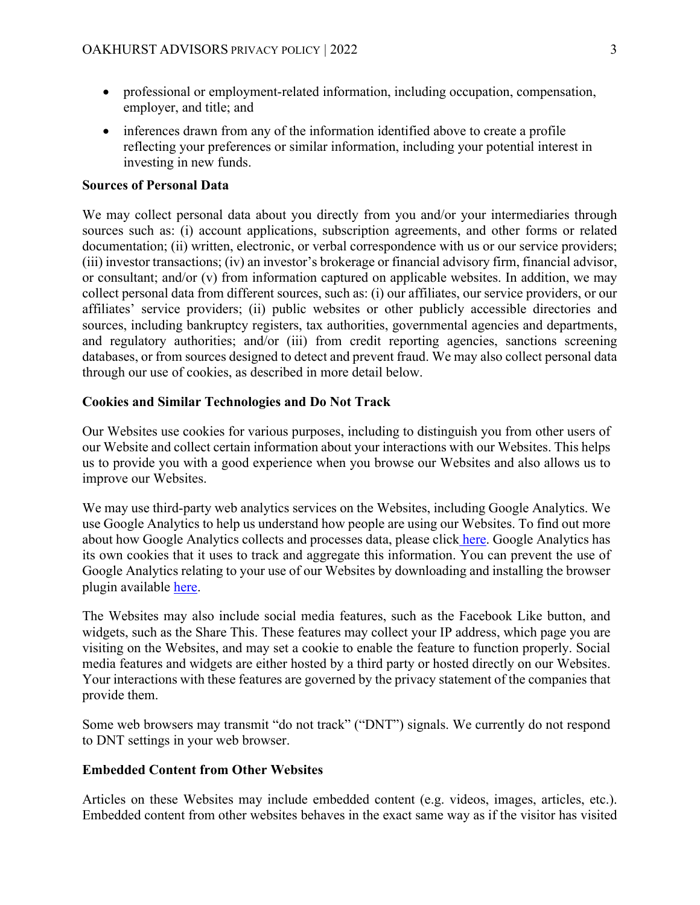- professional or employment-related information, including occupation, compensation, employer, and title; and
- inferences drawn from any of the information identified above to create a profile reflecting your preferences or similar information, including your potential interest in investing in new funds.

**Sources of Personal Data**

We may collect personal data about you directly from you and/or your intermediaries through sources such as: (i) account applications, subscription agreements, and other forms or related documentation; (ii) written, electronic, or verbal correspondence with us or our service providers; (iii) investor transactions; (iv) an investor's brokerage or financial advisory firm, financial advisor, or consultant; and/or (v) from information captured on applicable websites. In addition, we may collect personal data from different sources, such as: (i) our affiliates, our service providers, or our affiliates' service providers; (ii) public websites or other publicly accessible directories and sources, including bankruptcy registers, tax authorities, governmental agencies and departments, and regulatory authorities; and/or (iii) from credit reporting agencies, sanctions screening databases, or from sources designed to detect and prevent fraud. We may also collect personal data through our use of cookies, as described in more detail below.

**Cookies and Similar Technologies and Do Not Track**

Our Websites use cookies for various purposes, including to distinguish you from other users of our Website and collect certain information about your interactions with our Websites. This helps us to provide you with a good experience when you browse our Websites and also allows us to improve our Websites.

We may use third-party web analytics services on the Websites, including Google Analytics. We use Google Analytics to help us understand how people are using our Websites. To find out more about how Google Analytics collects and processes data, please click here. Google Analytics has its own cookies that it uses to track and aggregate this information. You can prevent the use of Google Analytics relating to your use of our Websites by downloading and installing the browser plugin available here.

The Websites may also include social media features, such as the Facebook Like button, and widgets, such as the Share This. These features may collect your IP address, which page you are visiting on the Websites, and may set a cookie to enable the feature to function properly. Social media features and widgets are either hosted by a third party or hosted directly on our Websites. Your interactions with these features are governed by the privacy statement of the companies that provide them.

Some web browsers may transmit "do not track" ("DNT") signals. We currently do not respond to DNT settings in your web browser.

**Embedded Content from Other Websites**

Articles on these Websites may include embedded content (e.g. videos, images, articles, etc.). Embedded content from other websites behaves in the exact same way as if the visitor has visited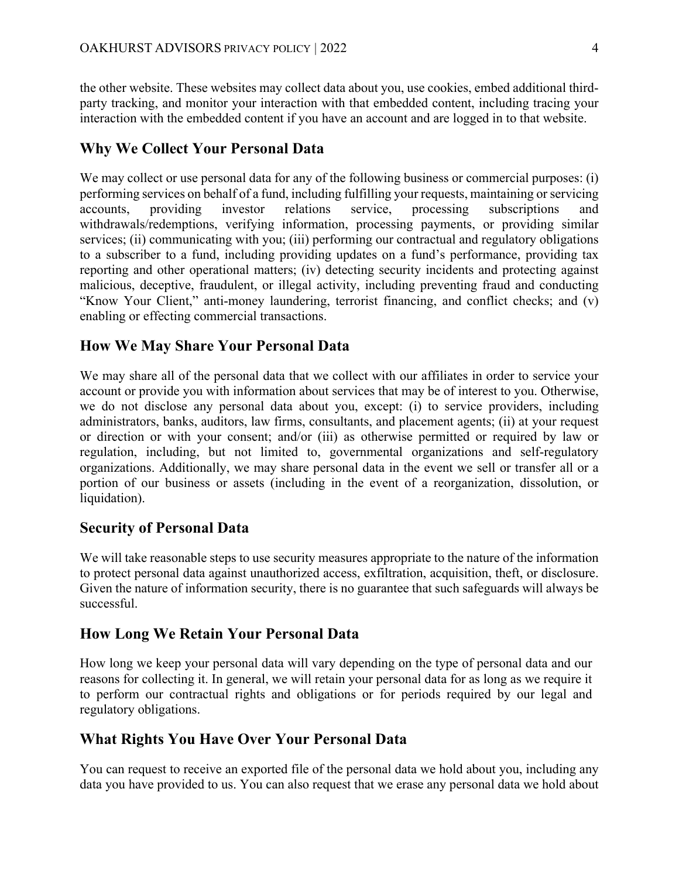the other website. These websites may collect data about you, use cookies, embed additional third-party tracking, and monitor your interaction with that embedded content, including tracing your interaction with the embedded content if you have an account and are logged in to that website.

## Why We Collect Your Personal Data

We may collect or use personal data for any of the following business or commercial purposes: (i) performing services on behalf of a fund, including fulfilling your requests, maintaining or servicing accounts, providing investor relations service, processing subscriptions and withdrawals/redemptions, verifying information, processing payments, or providing similar services; (ii) communicating with you; (iii) performing our contractual and regulatory obligations to a subscriber to a fund, including providing updates on a fund's performance, providing tax reporting and other operational matters; (iv) detecting security incidents and protecting against malicious, deceptive, fraudulent, or illegal activity, including preventing fraud and conducting "Know Your Client," anti-money laundering, terrorist financing, and conflict checks; and (v) enabling or effecting commercial transactions.

## How We May Share Your Personal Data

We may share all of the personal data that we collect with our affiliates in order to service your account or provide you with information about services that may be of interest to you. Otherwise, we do not disclose any personal data about you, except: (i) to service providers, including administrators, banks, auditors, law firms, consultants, and placement agents; (ii) at your request or direction or with your consent; and/or (iii) as otherwise permitted or required by law or regulation, including, but not limited to, governmental organizations and self-regulatory organizations. Additionally, we may share personal data in the event we sell or transfer all or a portion of our business or assets (including in the event of a reorganization, dissolution, or liquidation).

## Security of Personal Data

We will take reasonable steps to use security measures appropriate to the nature of the information to protect personal data against unauthorized access, exfiltration, acquisition, theft, or disclosure. Given the nature of information security, there is no guarantee that such safeguards will always be successful.

## How Long We Retain Your Personal Data

How long we keep your personal data will vary depending on the type of personal data and our reasons for collecting it. In general, we will retain your personal data for as long as we require it to perform our contractual rights and obligations or for periods required by our legal and regulatory obligations.

## What Rights You Have Over Your Personal Data

You can request to receive an exported file of the personal data we hold about you, including any data you have provided to us. You can also request that we erase any personal data we hold about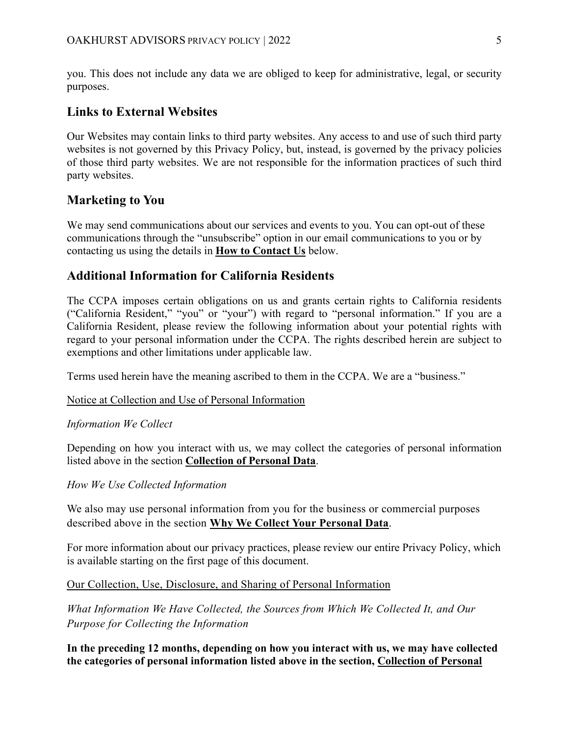you. This does not include any data we are obliged to keep for administrative, legal, or security purposes.

## Links to External Websites

Our Websites may contain links to third party websites. Any access to and use of such third party websites is not governed by this Privacy Policy, but, instead, is governed by the privacy policies of those third party websites. We are not responsible for the information practices of such third party websites.

## Marketing to You

We may send communications about our services and events to you. You can opt-out of these communications through the "unsubscribe" option in our email communications to you or by contacting us using the details in **How to Contact Us** below.

## Additional Information for California Residents

The CCPA imposes certain obligations on us and grants certain rights to California residents ("California Resident," "you" or "your") with regard to "personal information." If you are a California Resident, please review the following information about your potential rights with regard to your personal information under the CCPA. The rights described herein are subject to exemptions and other limitations under applicable law.

Terms used herein have the meaning ascribed to them in the CCPA. We are a "business."

Notice at Collection and Use of Personal Information

*Information We Collect*

Depending on how you interact with us, we may collect the categories of personal information listed above in the section **Collection of Personal Data**.

*How We Use Collected Information*

We also may use personal information from you for the business or commercial purposes described above in the section **Why We Collect Your Personal Data**.

For more information about our privacy practices, please review our entire Privacy Policy, which is available starting on the first page of this document.

Our Collection, Use, Disclosure, and Sharing of Personal Information

*What Information We Have Collected, the Sources from Which We Collected It, and Our Purpose for Collecting the Information*

**In the preceding 12 months, depending on how you interact with us, we may have collected the categories of personal information listed above in the section, Collection of Personal**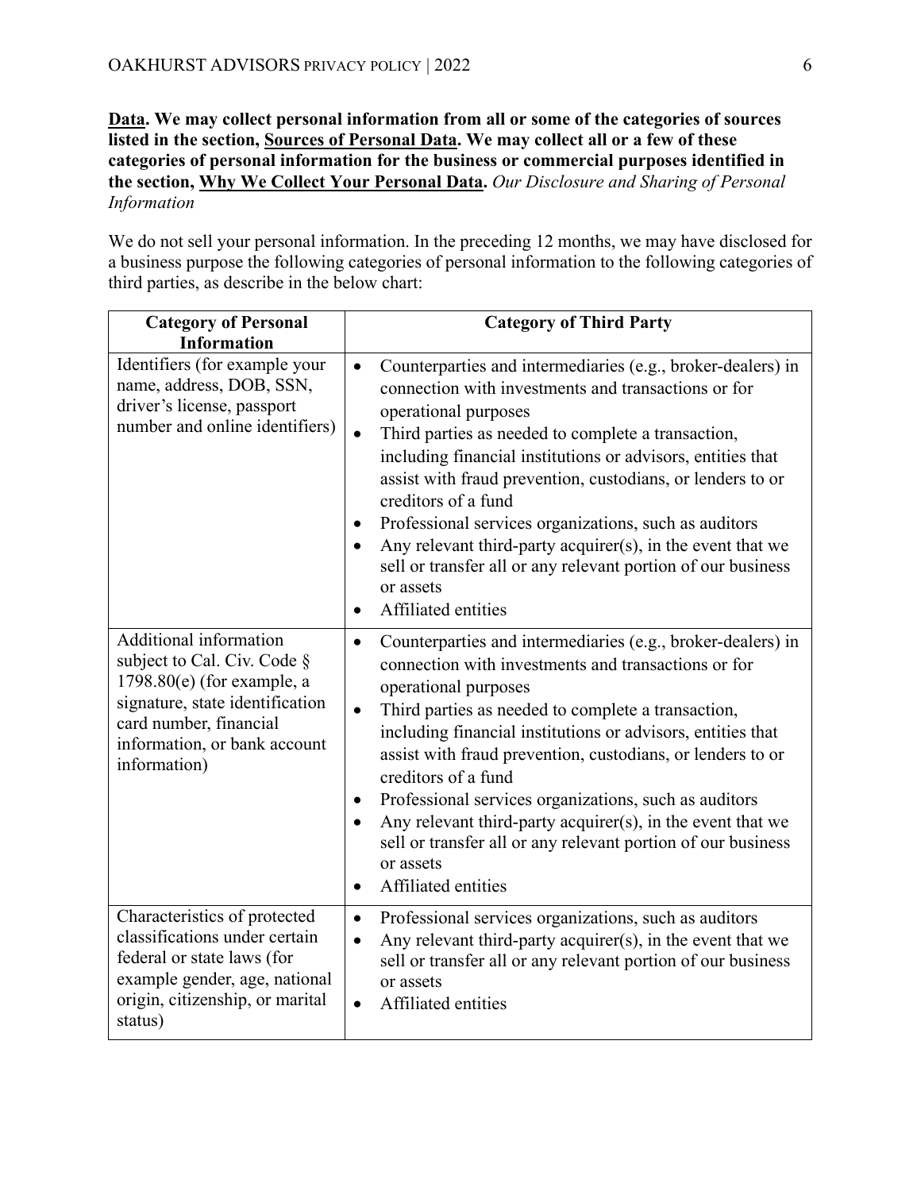**<u>Data</u>. We may collect personal information from all or some of the categories of sources listed in the section, <u>Sources of Personal Data</u>. We may collect all or a few of these categories of personal information for the business or commercial purposes identified in the section, <u>Why We Collect Your Personal Data</u>.** *Our Disclosure and Sharing of Personal Information*

We do not sell your personal information. In the preceding 12 months, we may have disclosed for a business purpose the following categories of personal information to the following categories of third parties, as describe in the below chart:

| Category of Personal Information | Category of Third Party |
|---|---|
| Identifiers (for example your name, address, DOB, SSN, driver's license, passport number and online identifiers) | • Counterparties and intermediaries (e.g., broker-dealers) in connection with investments and transactions or for operational purposes<br>• Third parties as needed to complete a transaction, including financial institutions or advisors, entities that assist with fraud prevention, custodians, or lenders to or creditors of a fund<br>• Professional services organizations, such as auditors<br>• Any relevant third-party acquirer(s), in the event that we sell or transfer all or any relevant portion of our business or assets<br>• Affiliated entities |
| Additional information subject to Cal. Civ. Code § 1798.80(e) (for example, a signature, state identification card number, financial information, or bank account information) | • Counterparties and intermediaries (e.g., broker-dealers) in connection with investments and transactions or for operational purposes<br>• Third parties as needed to complete a transaction, including financial institutions or advisors, entities that assist with fraud prevention, custodians, or lenders to or creditors of a fund<br>• Professional services organizations, such as auditors<br>• Any relevant third-party acquirer(s), in the event that we sell or transfer all or any relevant portion of our business or assets<br>• Affiliated entities |
| Characteristics of protected classifications under certain federal or state laws (for example gender, age, national origin, citizenship, or marital status) | • Professional services organizations, such as auditors<br>• Any relevant third-party acquirer(s), in the event that we sell or transfer all or any relevant portion of our business or assets<br>• Affiliated entities |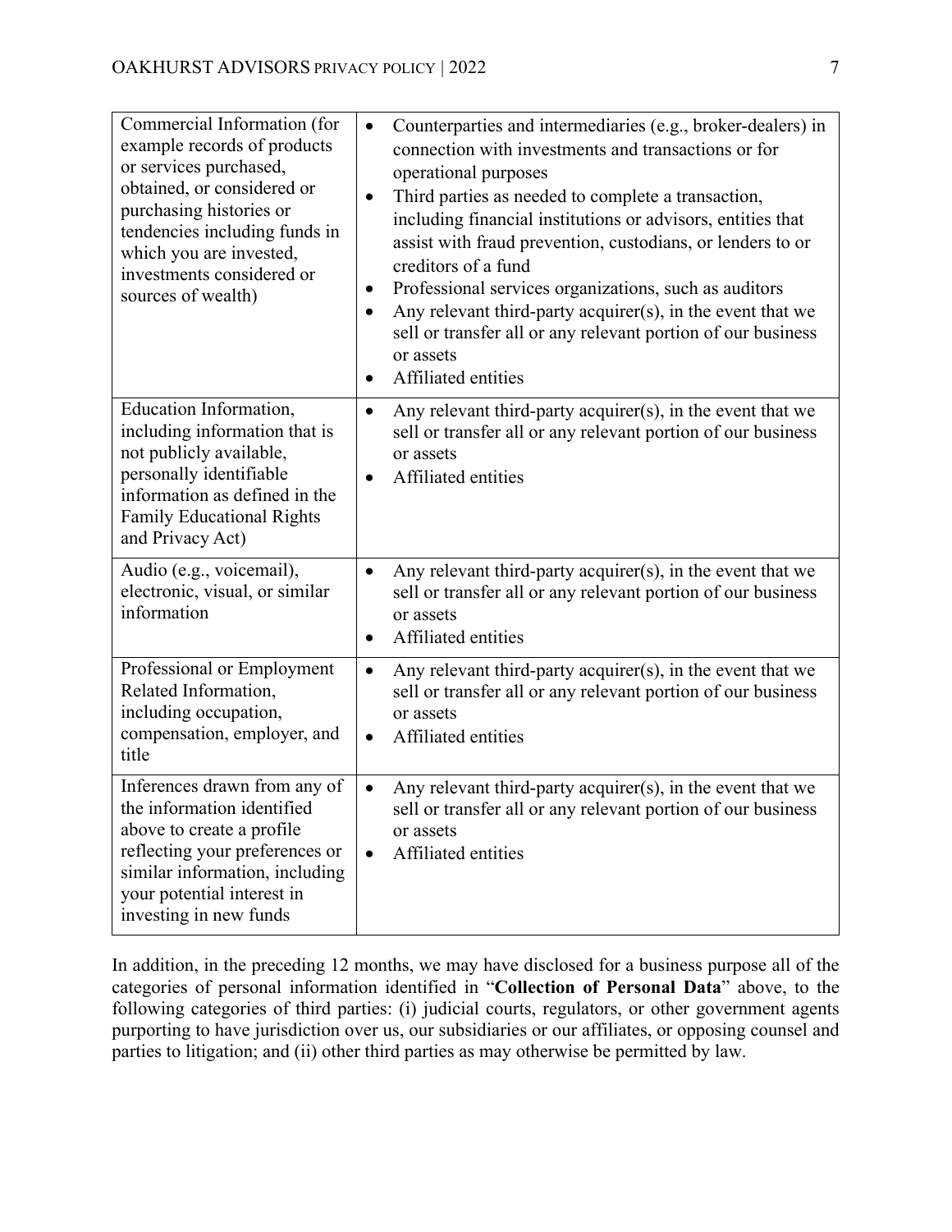| Commercial Information (for example records of products or services purchased, obtained, or considered or purchasing histories or tendencies including funds in which you are invested, investments considered or sources of wealth) | • Counterparties and intermediaries (e.g., broker-dealers) in connection with investments and transactions or for operational purposes<br>• Third parties as needed to complete a transaction, including financial institutions or advisors, entities that assist with fraud prevention, custodians, or lenders to or creditors of a fund<br>• Professional services organizations, such as auditors<br>• Any relevant third-party acquirer(s), in the event that we sell or transfer all or any relevant portion of our business or assets<br>• Affiliated entities |
|---|---|
| Education Information, including information that is not publicly available, personally identifiable information as defined in the Family Educational Rights and Privacy Act) | • Any relevant third-party acquirer(s), in the event that we sell or transfer all or any relevant portion of our business or assets<br>• Affiliated entities |
| Audio (e.g., voicemail), electronic, visual, or similar information | • Any relevant third-party acquirer(s), in the event that we sell or transfer all or any relevant portion of our business or assets<br>• Affiliated entities |
| Professional or Employment Related Information, including occupation, compensation, employer, and title | • Any relevant third-party acquirer(s), in the event that we sell or transfer all or any relevant portion of our business or assets<br>• Affiliated entities |
| Inferences drawn from any of the information identified above to create a profile reflecting your preferences or similar information, including your potential interest in investing in new funds | • Any relevant third-party acquirer(s), in the event that we sell or transfer all or any relevant portion of our business or assets<br>• Affiliated entities |

In addition, in the preceding 12 months, we may have disclosed for a business purpose all of the categories of personal information identified in "**Collection of Personal Data**" above, to the following categories of third parties: (i) judicial courts, regulators, or other government agents purporting to have jurisdiction over us, our subsidiaries or our affiliates, or opposing counsel and parties to litigation; and (ii) other third parties as may otherwise be permitted by law.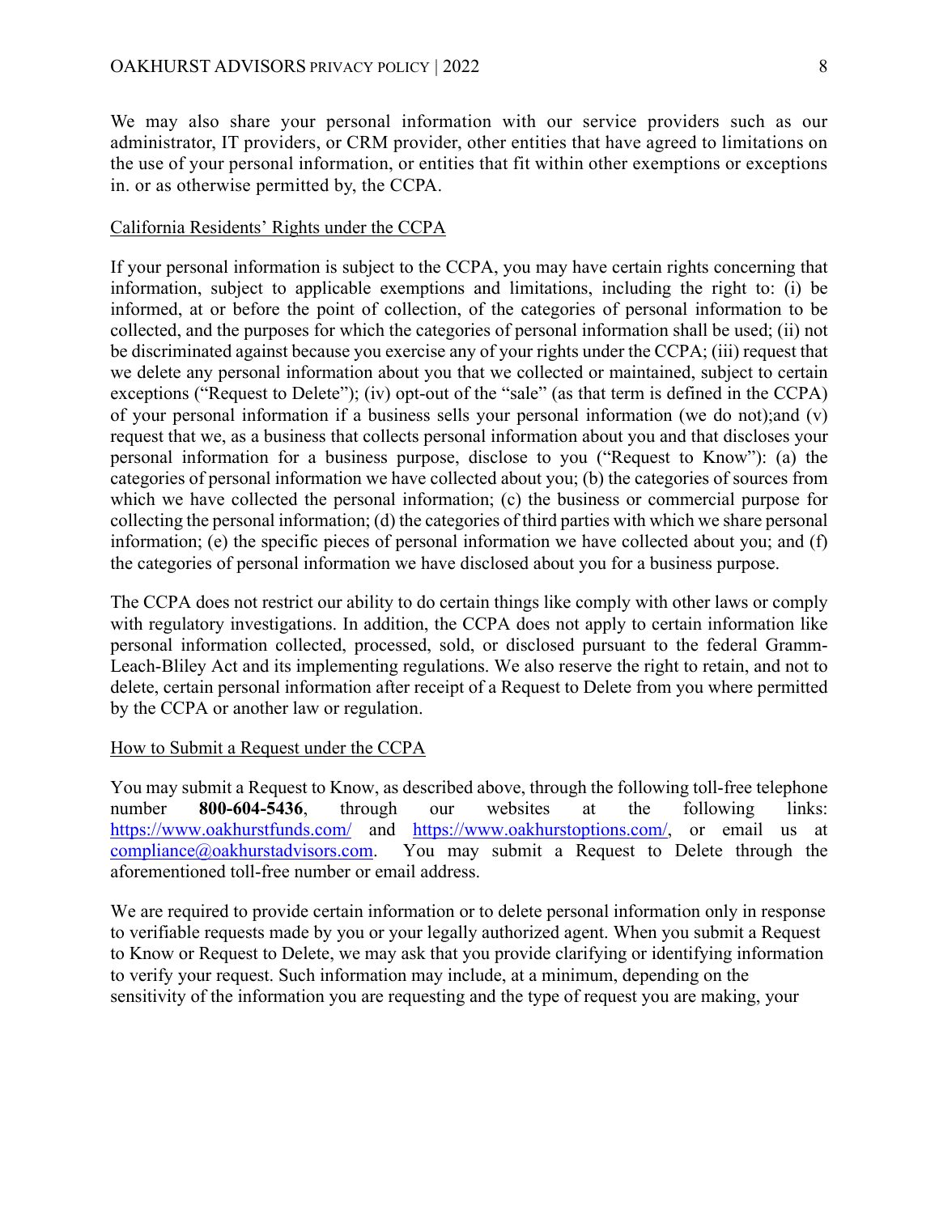We may also share your personal information with our service providers such as our administrator, IT providers, or CRM provider, other entities that have agreed to limitations on the use of your personal information, or entities that fit within other exemptions or exceptions in. or as otherwise permitted by, the CCPA.

California Residents' Rights under the CCPA

If your personal information is subject to the CCPA, you may have certain rights concerning that information, subject to applicable exemptions and limitations, including the right to: (i) be informed, at or before the point of collection, of the categories of personal information to be collected, and the purposes for which the categories of personal information shall be used; (ii) not be discriminated against because you exercise any of your rights under the CCPA; (iii) request that we delete any personal information about you that we collected or maintained, subject to certain exceptions ("Request to Delete"); (iv) opt-out of the "sale" (as that term is defined in the CCPA) of your personal information if a business sells your personal information (we do not);and (v) request that we, as a business that collects personal information about you and that discloses your personal information for a business purpose, disclose to you ("Request to Know"): (a) the categories of personal information we have collected about you; (b) the categories of sources from which we have collected the personal information; (c) the business or commercial purpose for collecting the personal information; (d) the categories of third parties with which we share personal information; (e) the specific pieces of personal information we have collected about you; and (f) the categories of personal information we have disclosed about you for a business purpose.

The CCPA does not restrict our ability to do certain things like comply with other laws or comply with regulatory investigations. In addition, the CCPA does not apply to certain information like personal information collected, processed, sold, or disclosed pursuant to the federal Gramm-Leach-Bliley Act and its implementing regulations. We also reserve the right to retain, and not to delete, certain personal information after receipt of a Request to Delete from you where permitted by the CCPA or another law or regulation.

How to Submit a Request under the CCPA

You may submit a Request to Know, as described above, through the following toll-free telephone number **800-604-5436**, through our websites at the following links: https://www.oakhurstfunds.com/ and https://www.oakhurstoptions.com/, or email us at compliance@oakhurstadvisors.com. You may submit a Request to Delete through the aforementioned toll-free number or email address.

We are required to provide certain information or to delete personal information only in response to verifiable requests made by you or your legally authorized agent. When you submit a Request to Know or Request to Delete, we may ask that you provide clarifying or identifying information to verify your request. Such information may include, at a minimum, depending on the sensitivity of the information you are requesting and the type of request you are making, your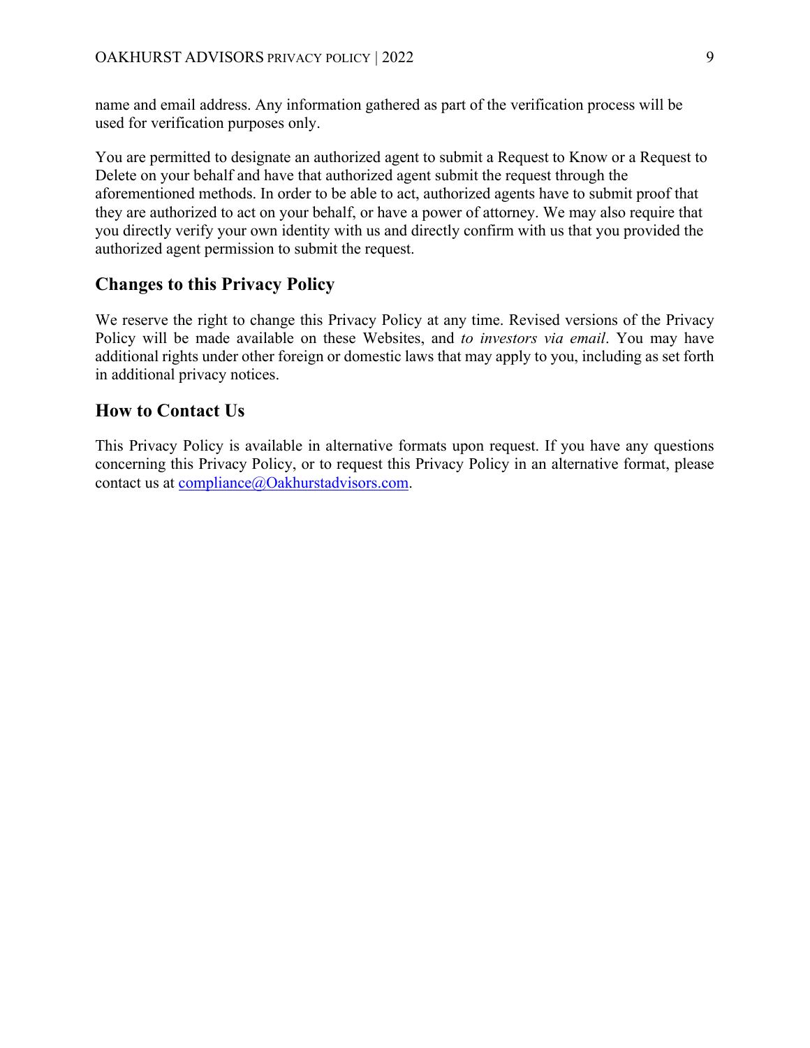name and email address. Any information gathered as part of the verification process will be used for verification purposes only.

You are permitted to designate an authorized agent to submit a Request to Know or a Request to Delete on your behalf and have that authorized agent submit the request through the aforementioned methods. In order to be able to act, authorized agents have to submit proof that they are authorized to act on your behalf, or have a power of attorney. We may also require that you directly verify your own identity with us and directly confirm with us that you provided the authorized agent permission to submit the request.

## Changes to this Privacy Policy

We reserve the right to change this Privacy Policy at any time. Revised versions of the Privacy Policy will be made available on these Websites, and *to investors via email*. You may have additional rights under other foreign or domestic laws that may apply to you, including as set forth in additional privacy notices.

## How to Contact Us

This Privacy Policy is available in alternative formats upon request. If you have any questions concerning this Privacy Policy, or to request this Privacy Policy in an alternative format, please contact us at [compliance@Oakhurstadvisors.com](mailto:compliance@Oakhurstadvisors.com).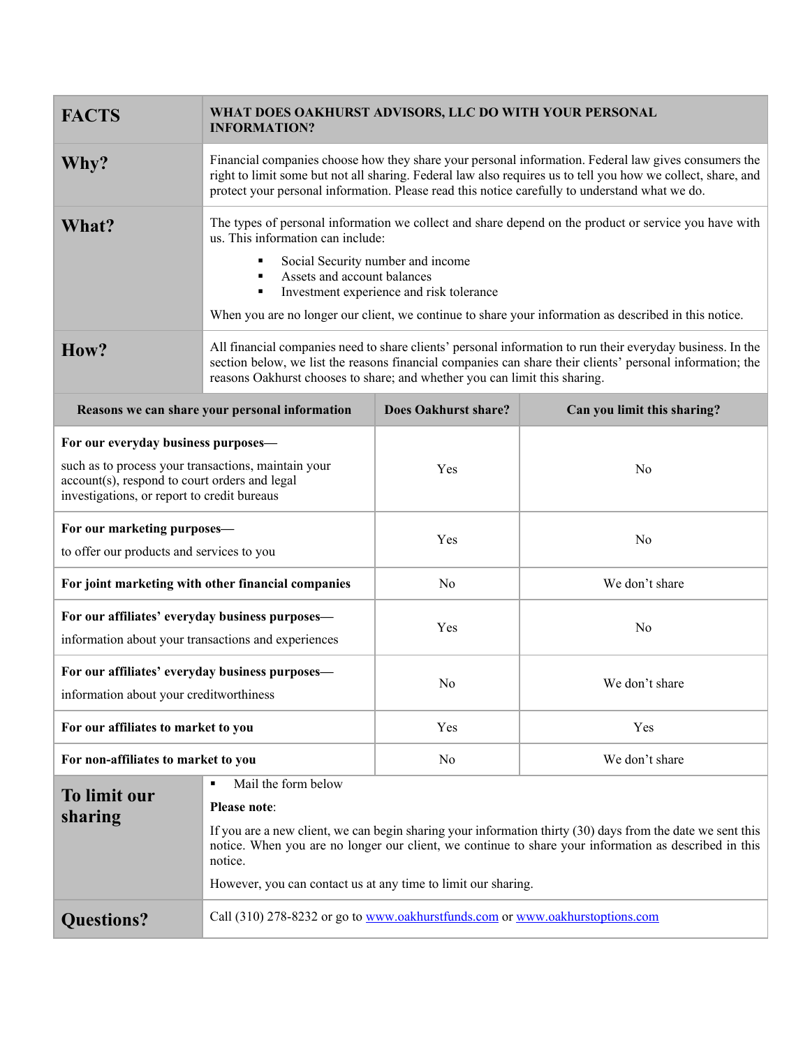| **FACTS** | **WHAT DOES OAKHURST ADVISORS, LLC DO WITH YOUR PERSONAL INFORMATION?** |
|---|---|
| **Why?** | Financial companies choose how they share your personal information. Federal law gives consumers the right to limit some but not all sharing. Federal law also requires us to tell you how we collect, share, and protect your personal information. Please read this notice carefully to understand what we do. |
| **What?** | The types of personal information we collect and share depend on the product or service you have with us. This information can include:<br>▪ Social Security number and income<br>▪ Assets and account balances<br>▪ Investment experience and risk tolerance<br><br>When you are no longer our client, we continue to share your information as described in this notice. |
| **How?** | All financial companies need to share clients' personal information to run their everyday business. In the section below, we list the reasons financial companies can share their clients' personal information; the reasons Oakhurst chooses to share; and whether you can limit this sharing. |

| Reasons we can share your personal information | Does Oakhurst share? | Can you limit this sharing? |
|---|---|---|
| **For our everyday business purposes—**<br>such as to process your transactions, maintain your account(s), respond to court orders and legal investigations, or report to credit bureaus | Yes | No |
| **For our marketing purposes—**<br>to offer our products and services to you | Yes | No |
| **For joint marketing with other financial companies** | No | We don't share |
| **For our affiliates' everyday business purposes—**<br>information about your transactions and experiences | Yes | No |
| **For our affiliates' everyday business purposes—**<br>information about your creditworthiness | No | We don't share |
| **For our affiliates to market to you** | Yes | Yes |
| **For non-affiliates to market to you** | No | We don't share |

| **To limit our sharing** | ▪ Mail the form below<br><br>**Please note**:<br><br>If you are a new client, we can begin sharing your information thirty (30) days from the date we sent this notice. When you are no longer our client, we continue to share your information as described in this notice.<br><br>However, you can contact us at any time to limit our sharing. |
|---|---|
| **Questions?** | Call (310) 278-8232 or go to www.oakhurstfunds.com or www.oakhurstoptions.com |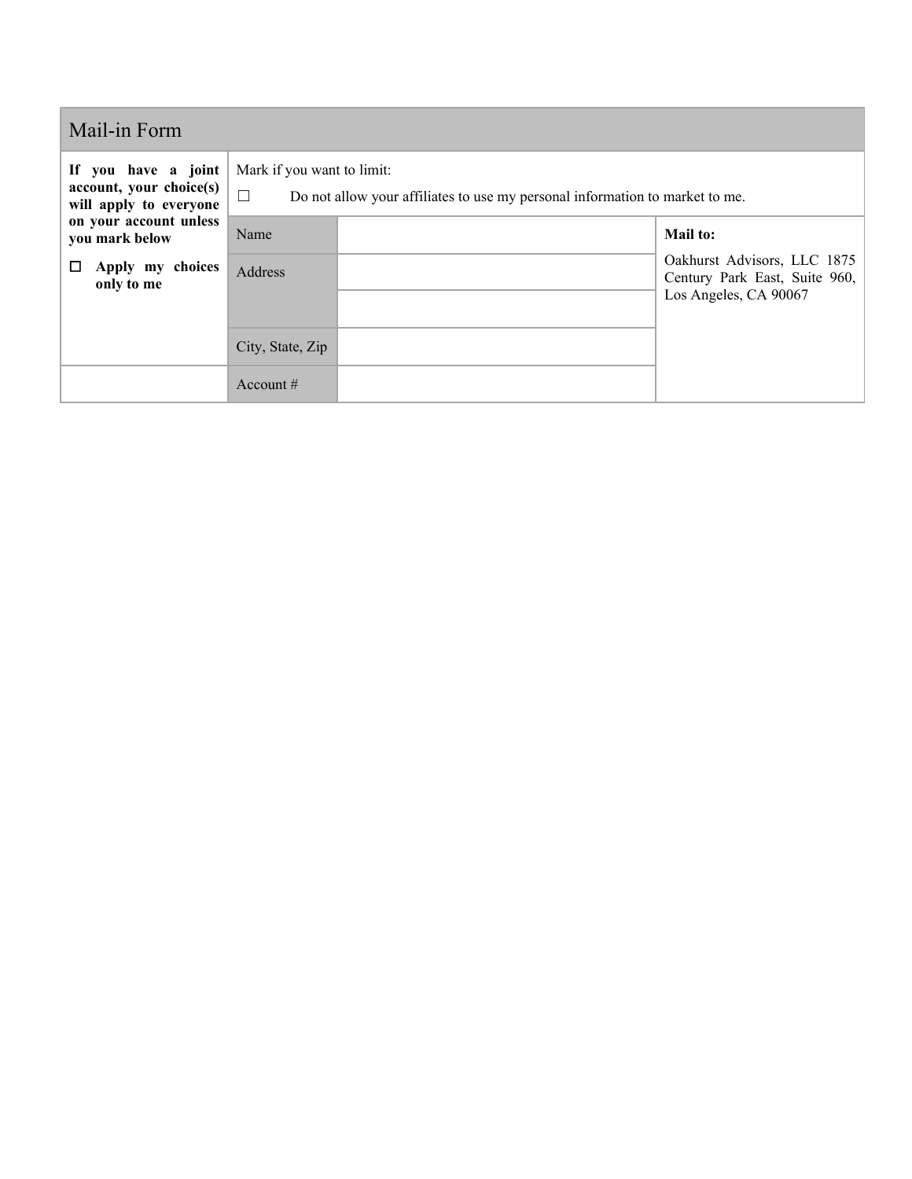## Mail-in Form

| **If you have a joint account, your choice(s) will apply to everyone on your account unless you mark below** ☐ **Apply my choices only to me** | Mark if you want to limit: ☐ Do not allow your affiliates to use my personal information to market to me. | | |
|---|---|---|---|
| | Name | | **Mail to:** Oakhurst Advisors, LLC 1875 Century Park East, Suite 960, Los Angeles, CA 90067 |
| | Address | | |
| | | | |
| | City, State, Zip | | |
| | Account # | | |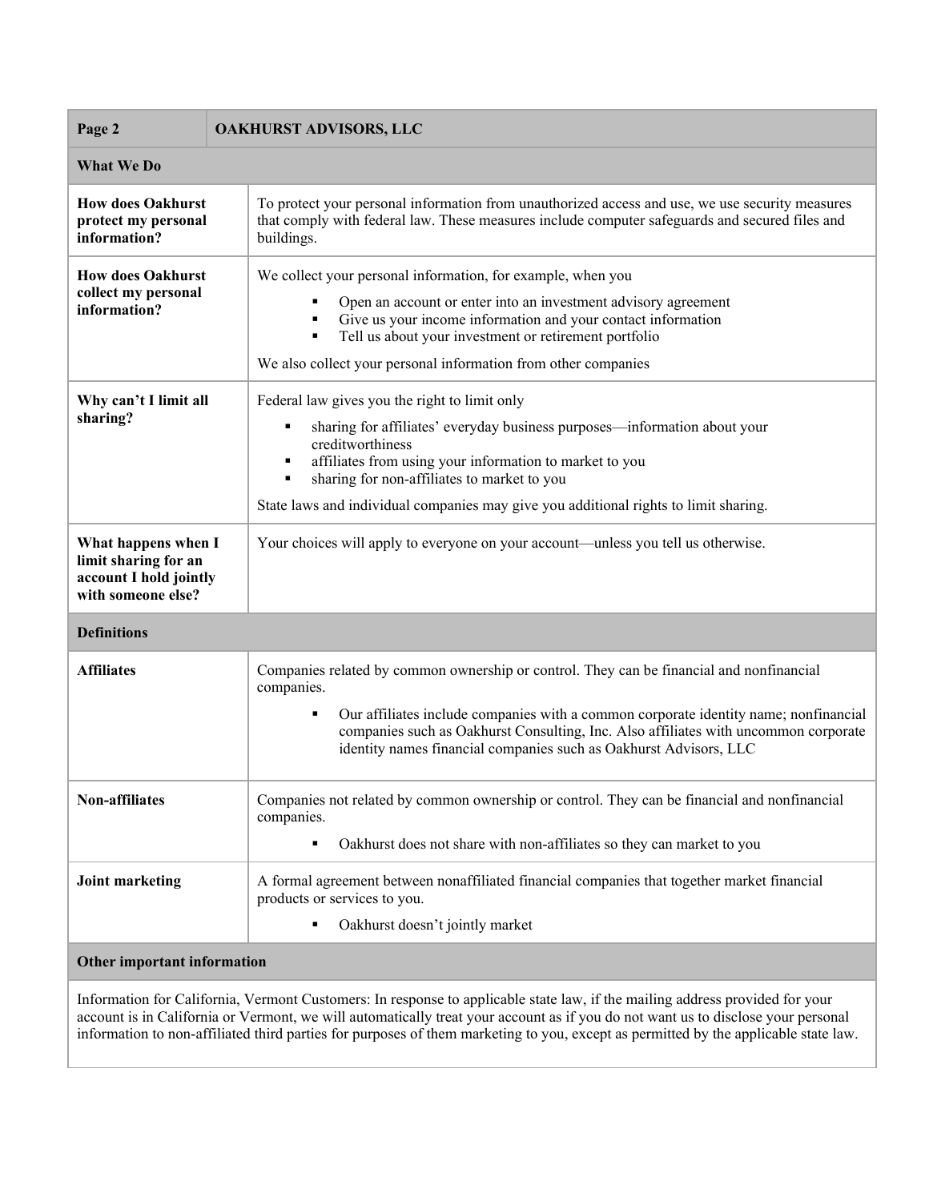| Page 2 | OAKHURST ADVISORS, LLC |
|---|---|
| **What We Do** | |
| **How does Oakhurst protect my personal information?** | To protect your personal information from unauthorized access and use, we use security measures that comply with federal law. These measures include computer safeguards and secured files and buildings. |
| **How does Oakhurst collect my personal information?** | We collect your personal information, for example, when you<br>▪ Open an account or enter into an investment advisory agreement<br>▪ Give us your income information and your contact information<br>▪ Tell us about your investment or retirement portfolio<br>We also collect your personal information from other companies |
| **Why can't I limit all sharing?** | Federal law gives you the right to limit only<br>▪ sharing for affiliates' everyday business purposes—information about your creditworthiness<br>▪ affiliates from using your information to market to you<br>▪ sharing for non-affiliates to market to you<br>State laws and individual companies may give you additional rights to limit sharing. |
| **What happens when I limit sharing for an account I hold jointly with someone else?** | Your choices will apply to everyone on your account—unless you tell us otherwise. |
| **Definitions** | |
| **Affiliates** | Companies related by common ownership or control. They can be financial and nonfinancial companies.<br>▪ Our affiliates include companies with a common corporate identity name; nonfinancial companies such as Oakhurst Consulting, Inc. Also affiliates with uncommon corporate identity names financial companies such as Oakhurst Advisors, LLC |
| **Non-affiliates** | Companies not related by common ownership or control. They can be financial and nonfinancial companies.<br>▪ Oakhurst does not share with non-affiliates so they can market to you |
| **Joint marketing** | A formal agreement between nonaffiliated financial companies that together market financial products or services to you.<br>▪ Oakhurst doesn't jointly market |
| **Other important information** | |
| Information for California, Vermont Customers: In response to applicable state law, if the mailing address provided for your account is in California or Vermont, we will automatically treat your account as if you do not want us to disclose your personal information to non-affiliated third parties for purposes of them marketing to you, except as permitted by the applicable state law. | |